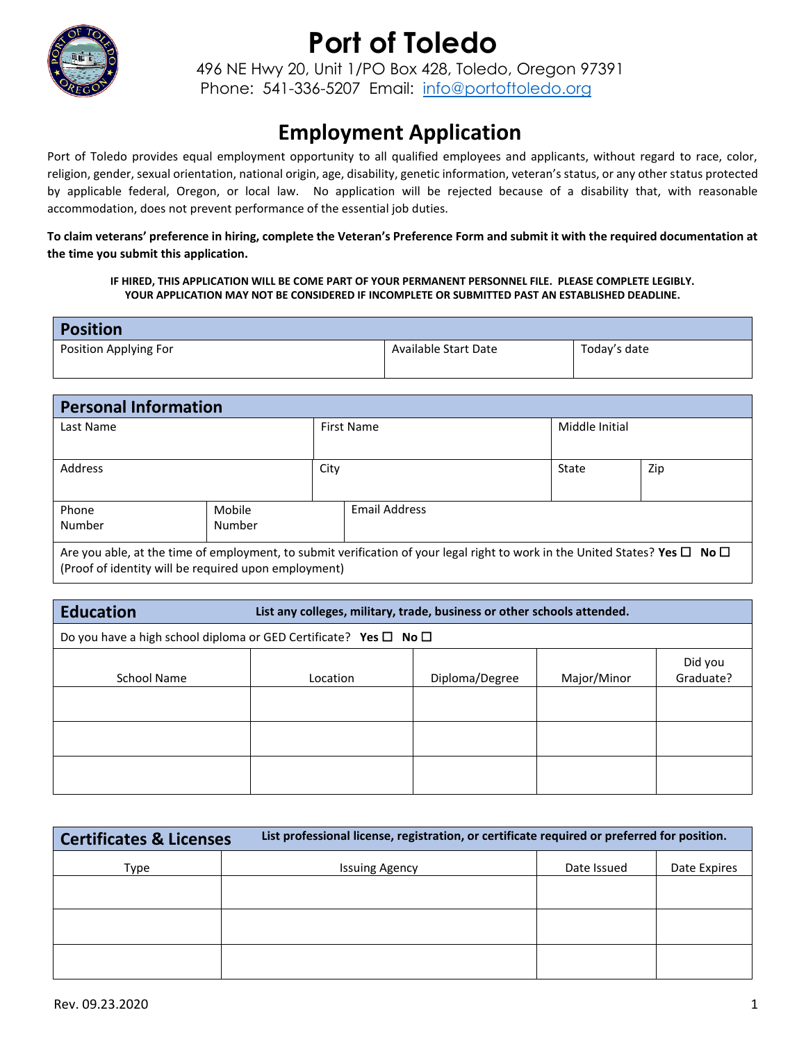# Port of Toledo

496 NE Hwy 20, Unit 1/PO Box 428, Toledo, Oregon 97391
Phone: 541-336-5207 Email: info@portoftoledo.org

## Employment Application

Port of Toledo provides equal employment opportunity to all qualified employees and applicants, without regard to race, color, religion, gender, sexual orientation, national origin, age, disability, genetic information, veteran's status, or any other status protected by applicable federal, Oregon, or local law. No application will be rejected because of a disability that, with reasonable accommodation, does not prevent performance of the essential job duties.

**To claim veterans' preference in hiring, complete the Veteran's Preference Form and submit it with the required documentation at the time you submit this application.**

**IF HIRED, THIS APPLICATION WILL BE COME PART OF YOUR PERMANENT PERSONNEL FILE. PLEASE COMPLETE LEGIBLY. YOUR APPLICATION MAY NOT BE CONSIDERED IF INCOMPLETE OR SUBMITTED PAST AN ESTABLISHED DEADLINE.**

### Position

| Position Applying For | Available Start Date | Today's date |
|---|---|---|
| | | |

### Personal Information

| Last Name | First Name | Middle Initial | |
|---|---|---|---|
| Address | City | State | Zip |
| Phone Number | Mobile Number | Email Address | |

Are you able, at the time of employment, to submit verification of your legal right to work in the United States? **Yes** ☐ **No** ☐
(Proof of identity will be required upon employment)

### Education

**List any colleges, military, trade, business or other schools attended.**

Do you have a high school diploma or GED Certificate? **Yes** ☐ **No** ☐

| School Name | Location | Diploma/Degree | Major/Minor | Did you Graduate? |
|---|---|---|---|---|
| | | | | |
| | | | | |
| | | | | |

### Certificates & Licenses

**List professional license, registration, or certificate required or preferred for position.**

| Type | Issuing Agency | Date Issued | Date Expires |
|---|---|---|---|
| | | | |
| | | | |
| | | | |

Rev. 09.23.2020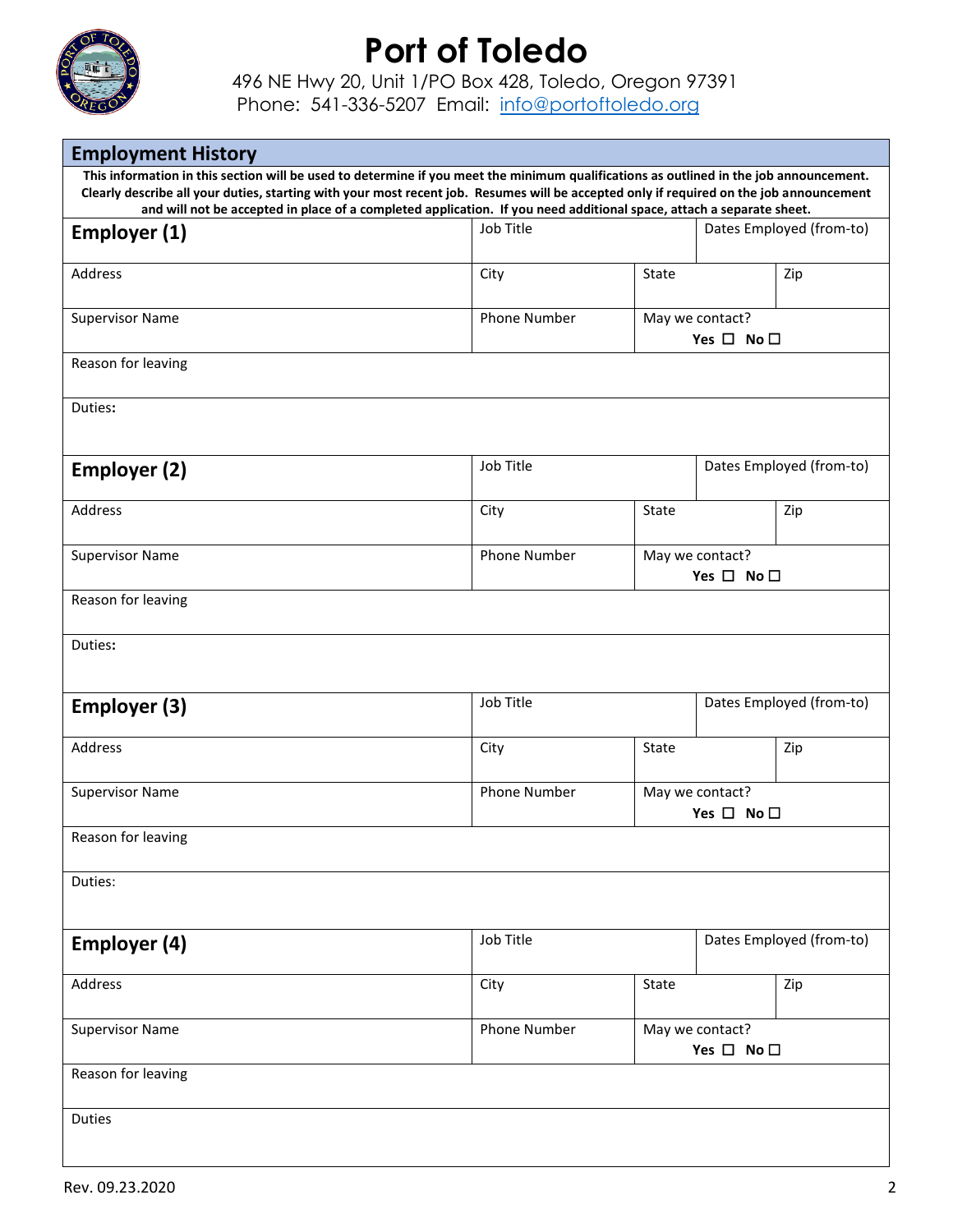# Port of Toledo

496 NE Hwy 20, Unit 1/PO Box 428, Toledo, Oregon 97391
Phone: 541-336-5207 Email: info@portoftoledo.org

## Employment History

**This information in this section will be used to determine if you meet the minimum qualifications as outlined in the job announcement. Clearly describe all your duties, starting with your most recent job. Resumes will be accepted only if required on the job announcement and will not be accepted in place of a completed application. If you need additional space, attach a separate sheet.**

| **Employer (1)** | Job Title | | Dates Employed (from-to) |
|---|---|---|---|
| Address | City | State | Zip |
| Supervisor Name | Phone Number | May we contact? **Yes ☐ No ☐** | |
| Reason for leaving | | | |
| Duties: | | | |

| **Employer (2)** | Job Title | | Dates Employed (from-to) |
|---|---|---|---|
| Address | City | State | Zip |
| Supervisor Name | Phone Number | May we contact? **Yes ☐ No ☐** | |
| Reason for leaving | | | |
| Duties: | | | |

| **Employer (3)** | Job Title | | Dates Employed (from-to) |
|---|---|---|---|
| Address | City | State | Zip |
| Supervisor Name | Phone Number | May we contact? **Yes ☐ No ☐** | |
| Reason for leaving | | | |
| Duties: | | | |

| **Employer (4)** | Job Title | | Dates Employed (from-to) |
|---|---|---|---|
| Address | City | State | Zip |
| Supervisor Name | Phone Number | May we contact? **Yes ☐ No ☐** | |
| Reason for leaving | | | |
| Duties | | | |

Rev. 09.23.2020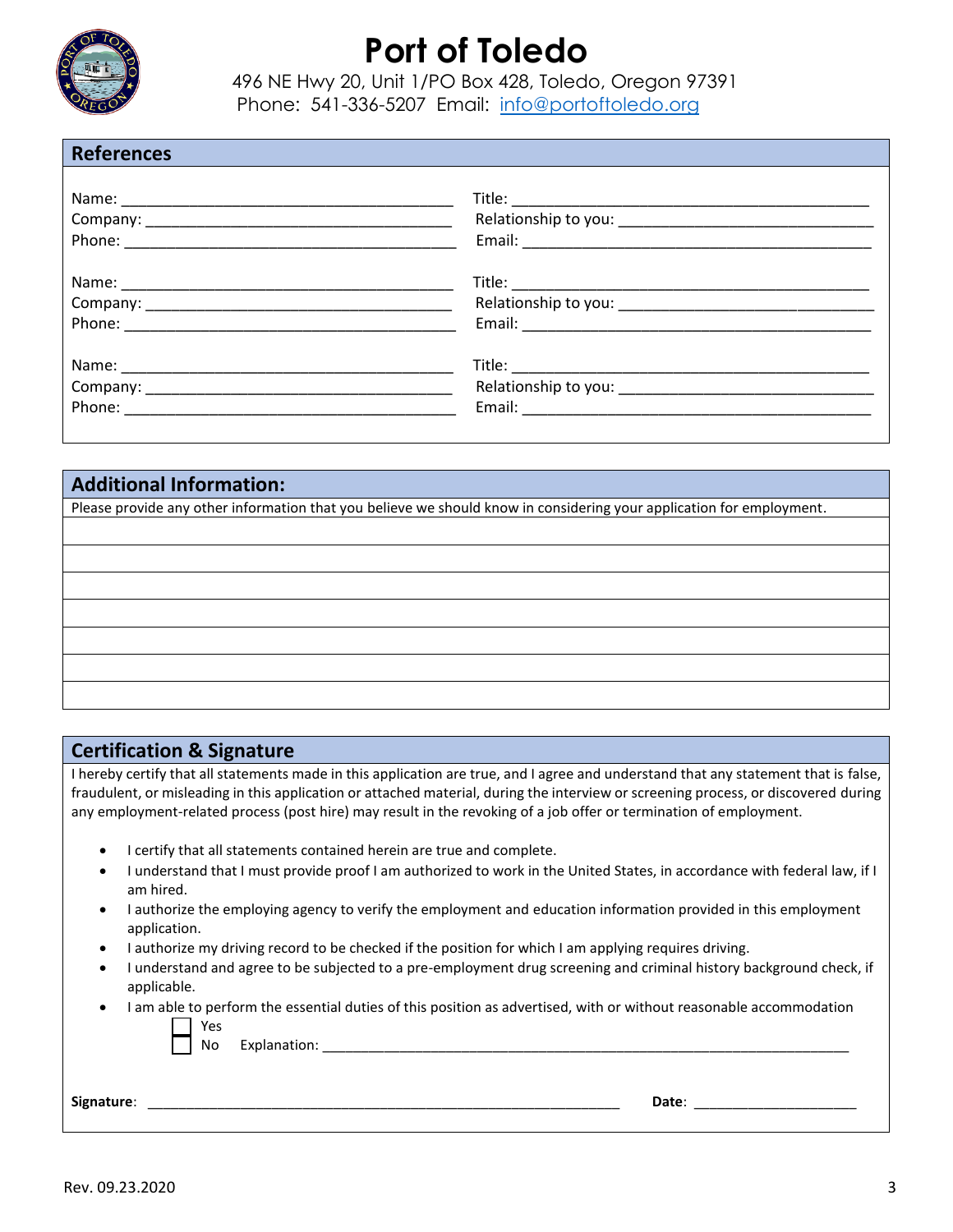# Port of Toledo

496 NE Hwy 20, Unit 1/PO Box 428, Toledo, Oregon 97391
Phone: 541-336-5207 Email: info@portoftoledo.org

## References

Name: ________________________ Title: ________________________
Company: ________________________ Relationship to you: ________________________
Phone: ________________________ Email: ________________________

Name: ________________________ Title: ________________________
Company: ________________________ Relationship to you: ________________________
Phone: ________________________ Email: ________________________

Name: ________________________ Title: ________________________
Company: ________________________ Relationship to you: ________________________
Phone: ________________________ Email: ________________________

## Additional Information:

Please provide any other information that you believe we should know in considering your application for employment.

## Certification & Signature

I hereby certify that all statements made in this application are true, and I agree and understand that any statement that is false, fraudulent, or misleading in this application or attached material, during the interview or screening process, or discovered during any employment-related process (post hire) may result in the revoking of a job offer or termination of employment.

- I certify that all statements contained herein are true and complete.
- I understand that I must provide proof I am authorized to work in the United States, in accordance with federal law, if I am hired.
- I authorize the employing agency to verify the employment and education information provided in this employment application.
- I authorize my driving record to be checked if the position for which I am applying requires driving.
- I understand and agree to be subjected to a pre-employment drug screening and criminal history background check, if applicable.
- I am able to perform the essential duties of this position as advertised, with or without reasonable accommodation
  - ☐ Yes
  - ☐ No Explanation: ________________________

**Signature**: ________________________ **Date**: ________________

Rev. 09.23.2020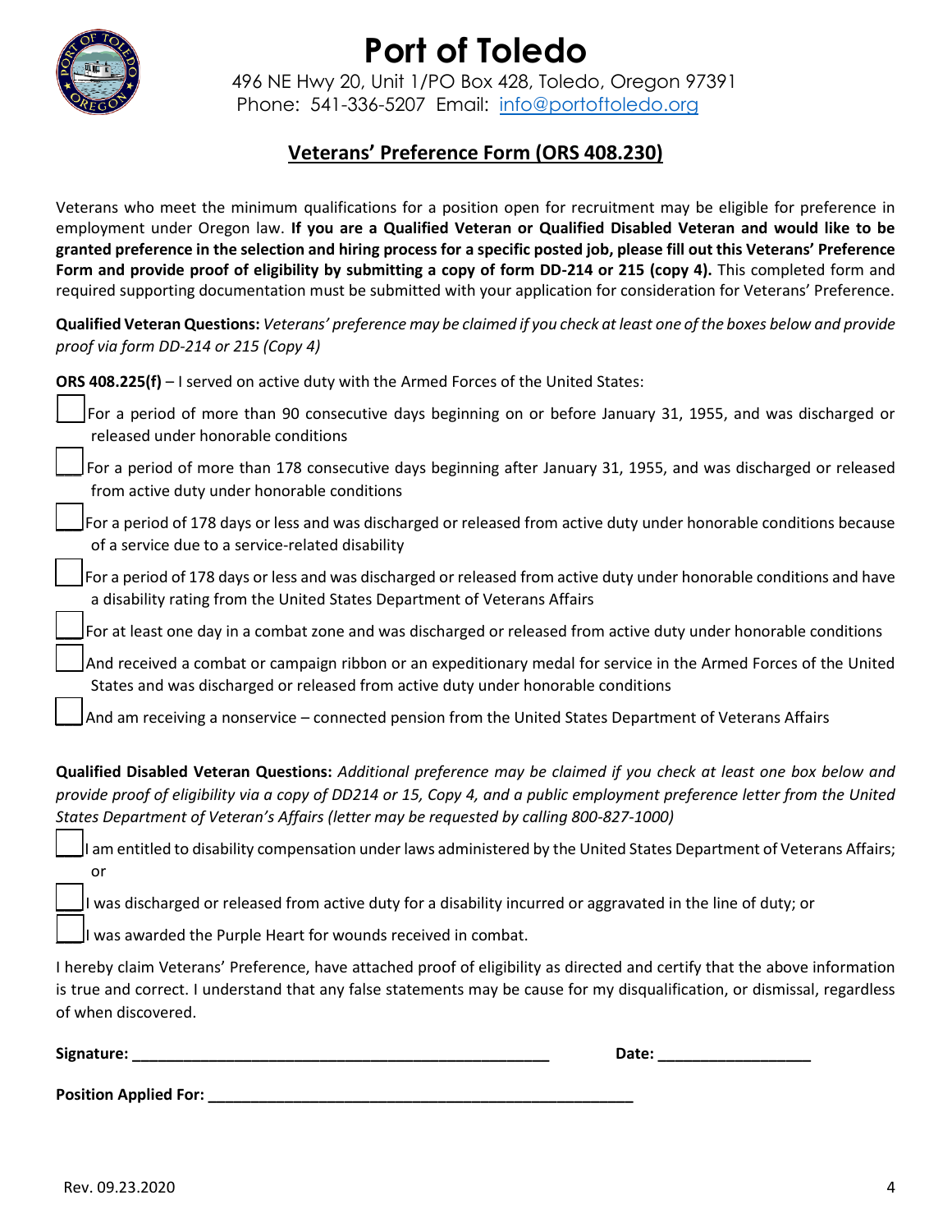# Port of Toledo

496 NE Hwy 20, Unit 1/PO Box 428, Toledo, Oregon 97391
Phone: 541-336-5207 Email: info@portoftoledo.org

## Veterans' Preference Form (ORS 408.230)

Veterans who meet the minimum qualifications for a position open for recruitment may be eligible for preference in employment under Oregon law. **If you are a Qualified Veteran or Qualified Disabled Veteran and would like to be granted preference in the selection and hiring process for a specific posted job, please fill out this Veterans' Preference Form and provide proof of eligibility by submitting a copy of form DD-214 or 215 (copy 4).** This completed form and required supporting documentation must be submitted with your application for consideration for Veterans' Preference.

**Qualified Veteran Questions:** *Veterans' preference may be claimed if you check at least one of the boxes below and provide proof via form DD-214 or 215 (Copy 4)*

**ORS 408.225(f)** – I served on active duty with the Armed Forces of the United States:

- ☐ For a period of more than 90 consecutive days beginning on or before January 31, 1955, and was discharged or released under honorable conditions
- ☐ For a period of more than 178 consecutive days beginning after January 31, 1955, and was discharged or released from active duty under honorable conditions
- ☐ For a period of 178 days or less and was discharged or released from active duty under honorable conditions because of a service due to a service-related disability
- ☐ For a period of 178 days or less and was discharged or released from active duty under honorable conditions and have a disability rating from the United States Department of Veterans Affairs
- ☐ For at least one day in a combat zone and was discharged or released from active duty under honorable conditions
- ☐ And received a combat or campaign ribbon or an expeditionary medal for service in the Armed Forces of the United States and was discharged or released from active duty under honorable conditions
- ☐ And am receiving a nonservice – connected pension from the United States Department of Veterans Affairs

**Qualified Disabled Veteran Questions:** *Additional preference may be claimed if you check at least one box below and provide proof of eligibility via a copy of DD214 or 15, Copy 4, and a public employment preference letter from the United States Department of Veteran's Affairs (letter may be requested by calling 800-827-1000)*

- ☐ I am entitled to disability compensation under laws administered by the United States Department of Veterans Affairs; or
- ☐ I was discharged or released from active duty for a disability incurred or aggravated in the line of duty; or
- ☐ I was awarded the Purple Heart for wounds received in combat.

I hereby claim Veterans' Preference, have attached proof of eligibility as directed and certify that the above information is true and correct. I understand that any false statements may be cause for my disqualification, or dismissal, regardless of when discovered.

**Signature:** ____________________________________________ **Date:** ________________

**Position Applied For:** ____________________________________________

Rev. 09.23.2020